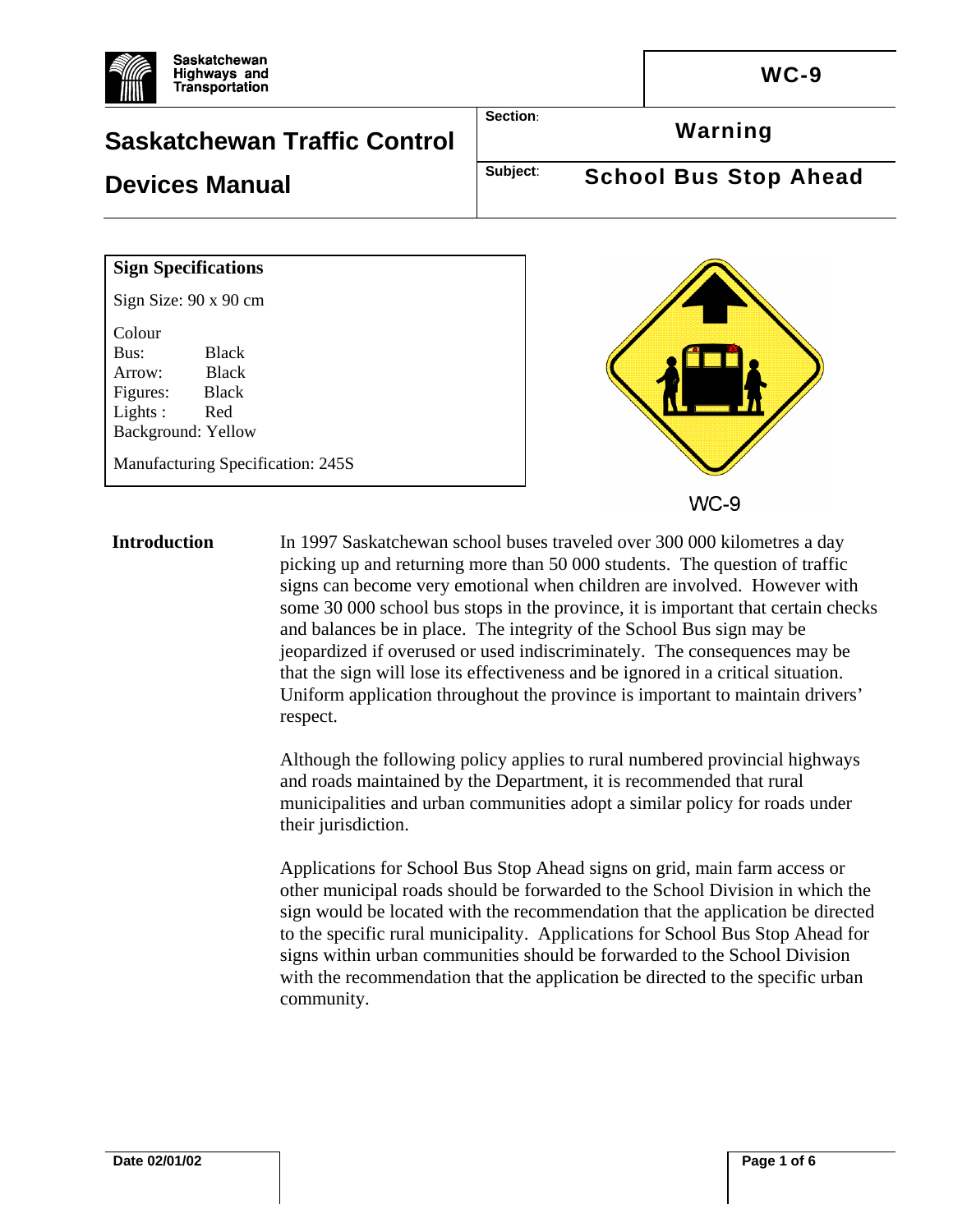# Saskatchewan Traffic Control Devices Manual

**WC-9**

**Section:** Warning

**Subject:** School Bus Stop Ahead

| Sign Specifications | |
|---|---|
| Sign Size: 90 x 90 cm | |
| Colour | |
| Bus: | Black |
| Arrow: | Black |
| Figures: | Black |
| Lights : | Red |
| Background: | Yellow |
| Manufacturing Specification: 245S | |

WC-9

**Introduction**

In 1997 Saskatchewan school buses traveled over 300 000 kilometres a day picking up and returning more than 50 000 students. The question of traffic signs can become very emotional when children are involved. However with some 30 000 school bus stops in the province, it is important that certain checks and balances be in place. The integrity of the School Bus sign may be jeopardized if overused or used indiscriminately. The consequences may be that the sign will lose its effectiveness and be ignored in a critical situation. Uniform application throughout the province is important to maintain drivers' respect.

Although the following policy applies to rural numbered provincial highways and roads maintained by the Department, it is recommended that rural municipalities and urban communities adopt a similar policy for roads under their jurisdiction.

Applications for School Bus Stop Ahead signs on grid, main farm access or other municipal roads should be forwarded to the School Division in which the sign would be located with the recommendation that the application be directed to the specific rural municipality. Applications for School Bus Stop Ahead for signs within urban communities should be forwarded to the School Division with the recommendation that the application be directed to the specific urban community.

Date 02/01/02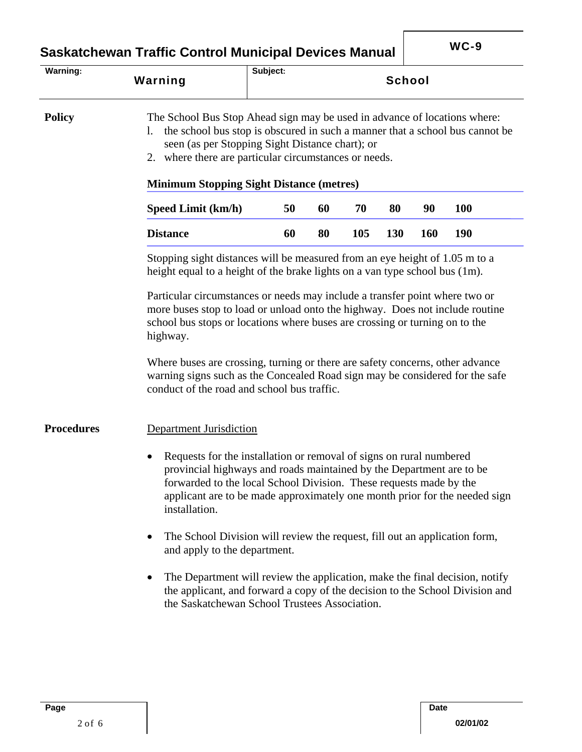| Warning: Warning | Subject: School |
|---|---|

**Policy**

The School Bus Stop Ahead sign may be used in advance of locations where:

1. the school bus stop is obscured in such a manner that a school bus cannot be seen (as per Stopping Sight Distance chart); or
2. where there are particular circumstances or needs.

**Minimum Stopping Sight Distance (metres)**

| Speed Limit (km/h) | 50 | 60 | 70 | 80 | 90 | 100 |
|---|---|---|---|---|---|---|
| **Distance** | 60 | 80 | 105 | 130 | 160 | 190 |

Stopping sight distances will be measured from an eye height of 1.05 m to a height equal to a height of the brake lights on a van type school bus (1m).

Particular circumstances or needs may include a transfer point where two or more buses stop to load or unload onto the highway. Does not include routine school bus stops or locations where buses are crossing or turning on to the highway.

Where buses are crossing, turning or there are safety concerns, other advance warning signs such as the Concealed Road sign may be considered for the safe conduct of the road and school bus traffic.

**Procedures**

Department Jurisdiction

- Requests for the installation or removal of signs on rural numbered provincial highways and roads maintained by the Department are to be forwarded to the local School Division. These requests made by the applicant are to be made approximately one month prior for the needed sign installation.
- The School Division will review the request, fill out an application form, and apply to the department.
- The Department will review the application, make the final decision, notify the applicant, and forward a copy of the decision to the School Division and the Saskatchewan School Trustees Association.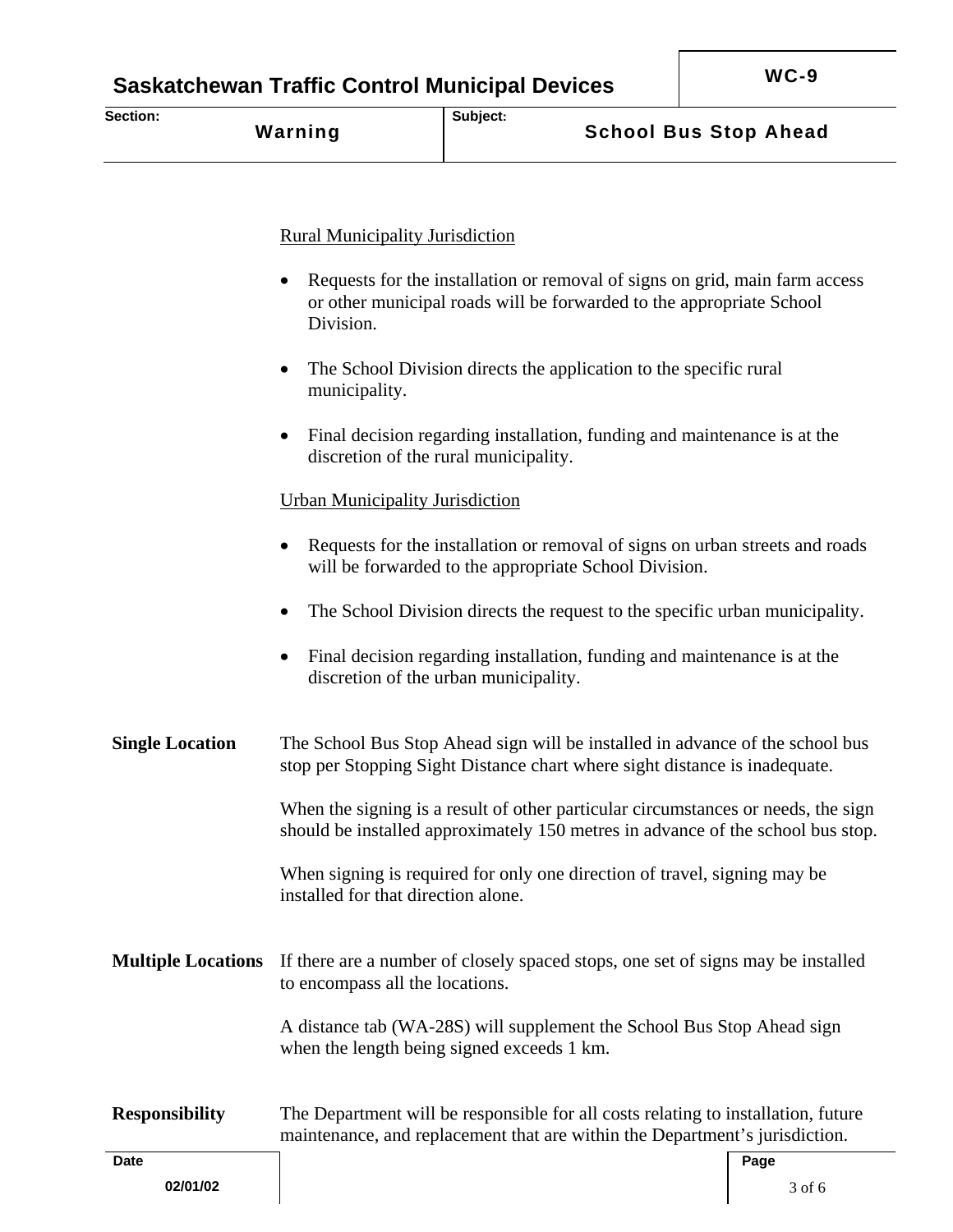Rural Municipality Jurisdiction

- Requests for the installation or removal of signs on grid, main farm access or other municipal roads will be forwarded to the appropriate School Division.
- The School Division directs the application to the specific rural municipality.
- Final decision regarding installation, funding and maintenance is at the discretion of the rural municipality.

Urban Municipality Jurisdiction

- Requests for the installation or removal of signs on urban streets and roads will be forwarded to the appropriate School Division.
- The School Division directs the request to the specific urban municipality.
- Final decision regarding installation, funding and maintenance is at the discretion of the urban municipality.

**Single Location**

The School Bus Stop Ahead sign will be installed in advance of the school bus stop per Stopping Sight Distance chart where sight distance is inadequate.

When the signing is a result of other particular circumstances or needs, the sign should be installed approximately 150 metres in advance of the school bus stop.

When signing is required for only one direction of travel, signing may be installed for that direction alone.

**Multiple Locations**

If there are a number of closely spaced stops, one set of signs may be installed to encompass all the locations.

A distance tab (WA-28S) will supplement the School Bus Stop Ahead sign when the length being signed exceeds 1 km.

**Responsibility**

The Department will be responsible for all costs relating to installation, future maintenance, and replacement that are within the Department's jurisdiction.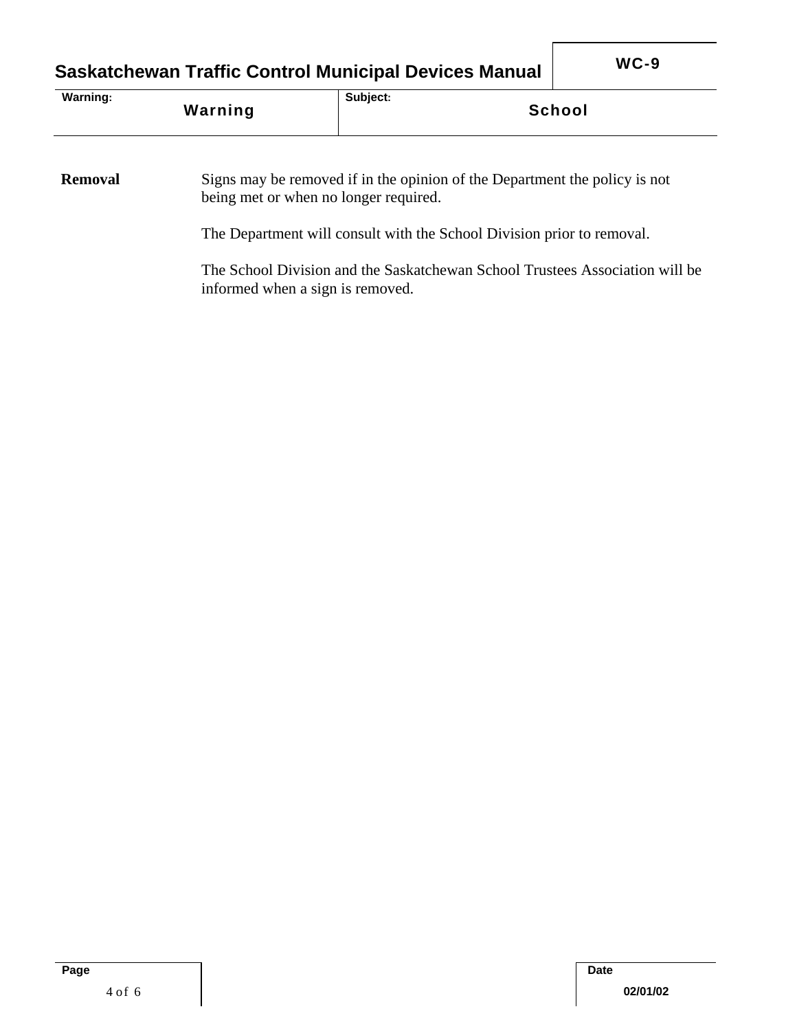**Removal**

Signs may be removed if in the opinion of the Department the policy is not being met or when no longer required.

The Department will consult with the School Division prior to removal.

The School Division and the Saskatchewan School Trustees Association will be informed when a sign is removed.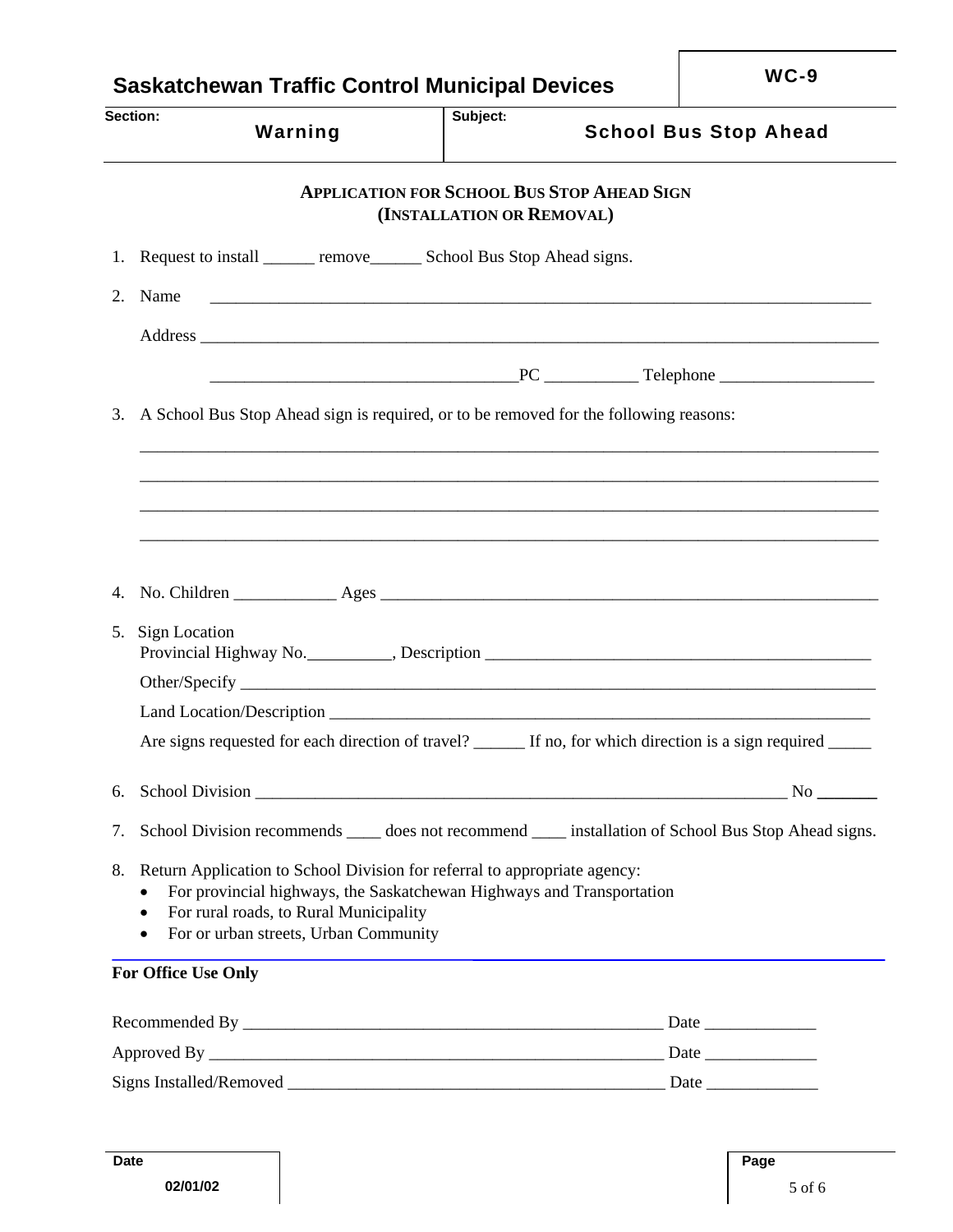| Saskatchewan Traffic Control Municipal Devices | WC-9 |
| --- | --- |
| Section: Warning | Subject: School Bus Stop Ahead |

## APPLICATION FOR SCHOOL BUS STOP AHEAD SIGN (INSTALLATION OR REMOVAL)

1. Request to install ______ remove______ School Bus Stop Ahead signs.

2. Name ____________________________________________________________________________

   Address ____________________________________________________________________________

   ___________________________________PC __________ Telephone __________________

3. A School Bus Stop Ahead sign is required, or to be removed for the following reasons:

   ____________________________________________________________________________________

   ____________________________________________________________________________________

   ____________________________________________________________________________________

   ____________________________________________________________________________________

4. No. Children ____________ Ages ____________________________________________________

5. Sign Location
   Provincial Highway No.__________, Description ____________________________________________

   Other/Specify ____________________________________________________________________________

   Land Location/Description _______________________________________________________________

   Are signs requested for each direction of travel? ______ If no, for which direction is a sign required _____

6. School Division _____________________________________________________________ No _______

7. School Division recommends ____ does not recommend ____ installation of School Bus Stop Ahead signs.

8. Return Application to School Division for referral to appropriate agency:
   - For provincial highways, the Saskatchewan Highways and Transportation
   - For rural roads, to Rural Municipality
   - For or urban streets, Urban Community

---

**For Office Use Only**

Recommended By ______________________________________________ Date _____________

Approved By _________________________________________________ Date _____________

Signs Installed/Removed _______________________________________ Date _____________

Date: 02/01/02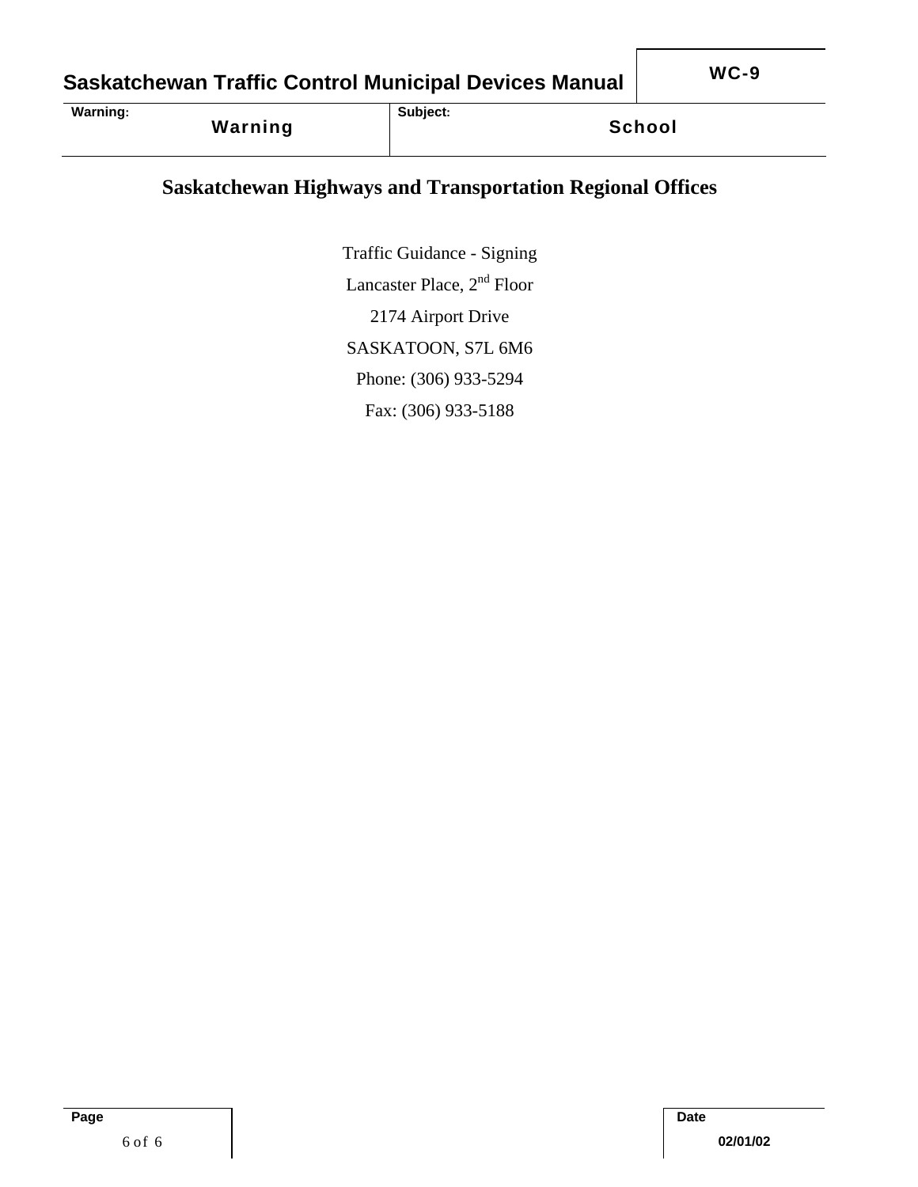## Saskatchewan Highways and Transportation Regional Offices

Traffic Guidance - Signing

Lancaster Place, 2nd Floor

2174 Airport Drive

SASKATOON, S7L 6M6

Phone: (306) 933-5294

Fax: (306) 933-5188